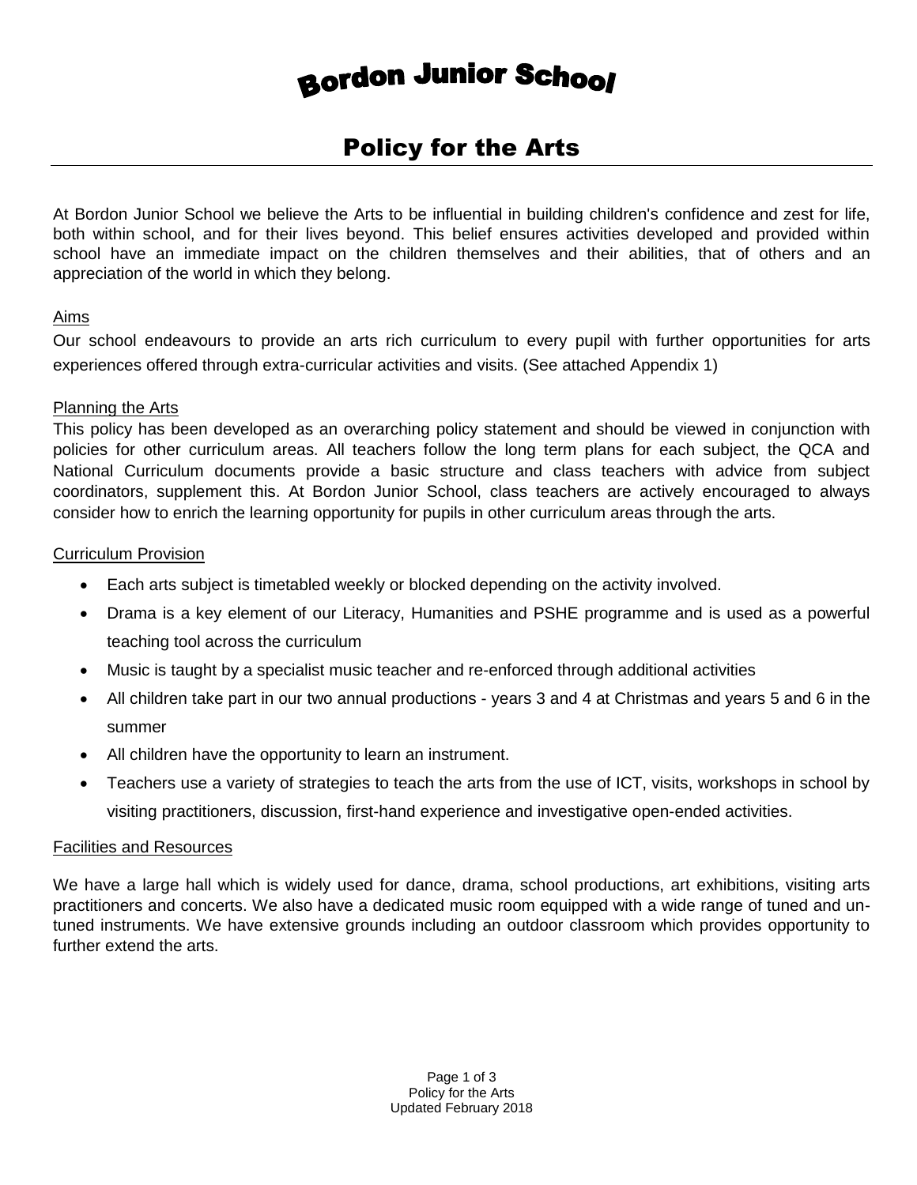# Bordon Junior School

## Policy for the Arts

At Bordon Junior School we believe the Arts to be influential in building children's confidence and zest for life, both within school, and for their lives beyond. This belief ensures activities developed and provided within school have an immediate impact on the children themselves and their abilities, that of others and an appreciation of the world in which they belong.

### Aims

Our school endeavours to provide an arts rich curriculum to every pupil with further opportunities for arts experiences offered through extra-curricular activities and visits. (See attached Appendix 1)

### Planning the Arts

This policy has been developed as an overarching policy statement and should be viewed in conjunction with policies for other curriculum areas. All teachers follow the long term plans for each subject, the QCA and National Curriculum documents provide a basic structure and class teachers with advice from subject coordinators, supplement this. At Bordon Junior School, class teachers are actively encouraged to always consider how to enrich the learning opportunity for pupils in other curriculum areas through the arts.

### Curriculum Provision

- Each arts subject is timetabled weekly or blocked depending on the activity involved.
- Drama is a key element of our Literacy, Humanities and PSHE programme and is used as a powerful teaching tool across the curriculum
- Music is taught by a specialist music teacher and re-enforced through additional activities
- All children take part in our two annual productions - years 3 and 4 at Christmas and years 5 and 6 in the summer
- All children have the opportunity to learn an instrument.
- Teachers use a variety of strategies to teach the arts from the use of ICT, visits, workshops in school by visiting practitioners, discussion, first-hand experience and investigative open-ended activities.

### Facilities and Resources

We have a large hall which is widely used for dance, drama, school productions, art exhibitions, visiting arts practitioners and concerts. We also have a dedicated music room equipped with a wide range of tuned and un-tuned instruments. We have extensive grounds including an outdoor classroom which provides opportunity to further extend the arts.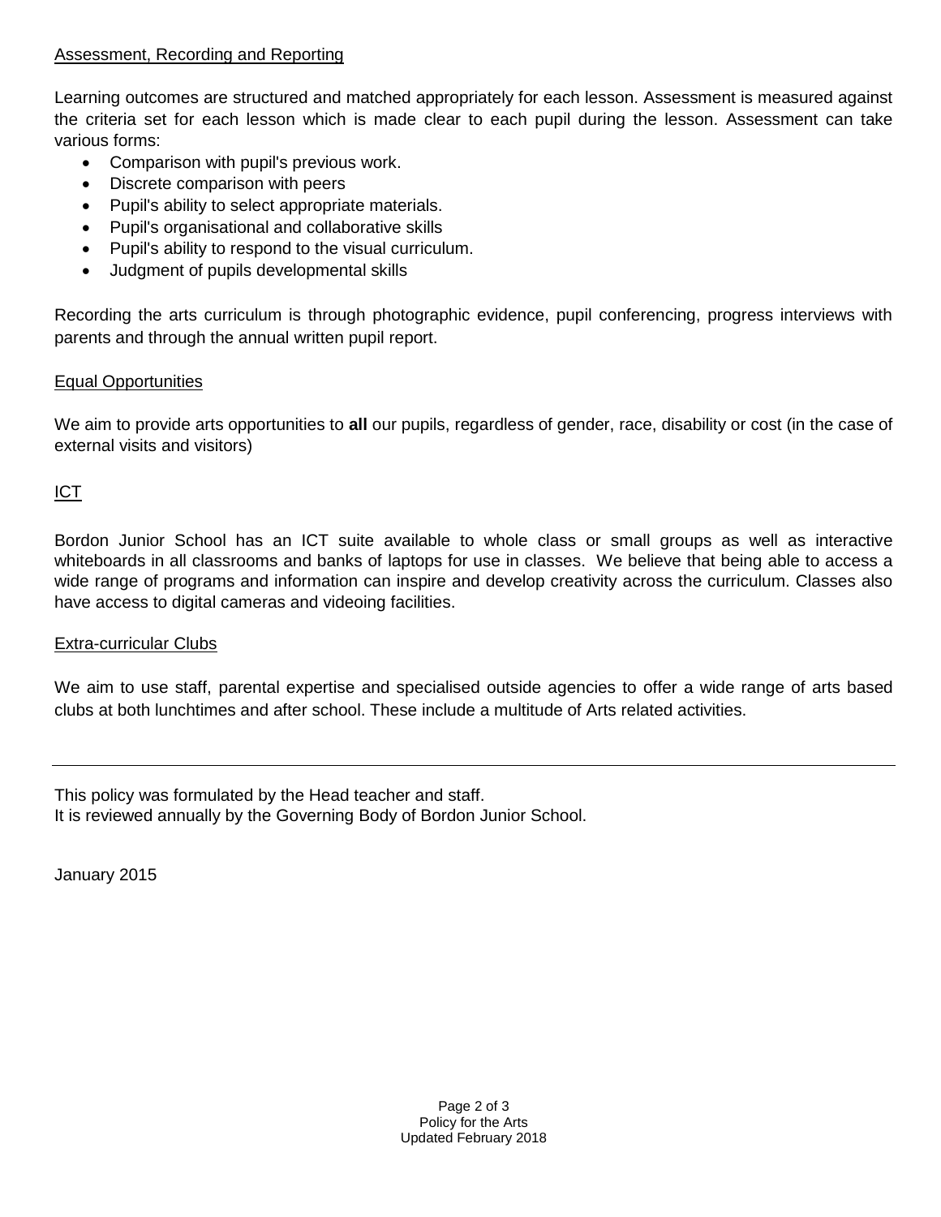## Assessment, Recording and Reporting

Learning outcomes are structured and matched appropriately for each lesson. Assessment is measured against the criteria set for each lesson which is made clear to each pupil during the lesson. Assessment can take various forms:

- Comparison with pupil's previous work.
- Discrete comparison with peers
- Pupil's ability to select appropriate materials.
- Pupil's organisational and collaborative skills
- Pupil's ability to respond to the visual curriculum.
- Judgment of pupils developmental skills

Recording the arts curriculum is through photographic evidence, pupil conferencing, progress interviews with parents and through the annual written pupil report.

## Equal Opportunities

We aim to provide arts opportunities to **all** our pupils, regardless of gender, race, disability or cost (in the case of external visits and visitors)

## ICT

Bordon Junior School has an ICT suite available to whole class or small groups as well as interactive whiteboards in all classrooms and banks of laptops for use in classes. We believe that being able to access a wide range of programs and information can inspire and develop creativity across the curriculum. Classes also have access to digital cameras and videoing facilities.

## Extra-curricular Clubs

We aim to use staff, parental expertise and specialised outside agencies to offer a wide range of arts based clubs at both lunchtimes and after school. These include a multitude of Arts related activities.

---

This policy was formulated by the Head teacher and staff.
It is reviewed annually by the Governing Body of Bordon Junior School.

January 2015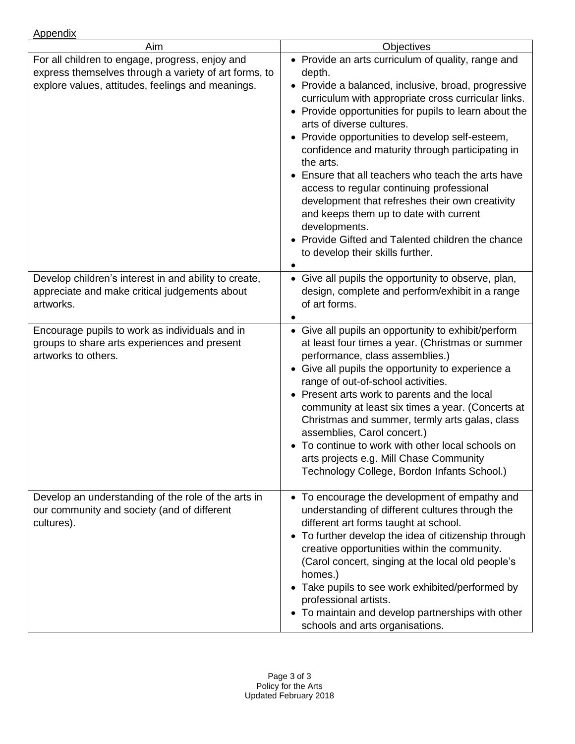Appendix

| Aim | Objectives |
| --- | --- |
| For all children to engage, progress, enjoy and express themselves through a variety of art forms, to explore values, attitudes, feelings and meanings. | • Provide an arts curriculum of quality, range and depth.<br>• Provide a balanced, inclusive, broad, progressive curriculum with appropriate cross curricular links.<br>• Provide opportunities for pupils to learn about the arts of diverse cultures.<br>• Provide opportunities to develop self-esteem, confidence and maturity through participating in the arts.<br>• Ensure that all teachers who teach the arts have access to regular continuing professional development that refreshes their own creativity and keeps them up to date with current developments.<br>• Provide Gifted and Talented children the chance to develop their skills further.<br>• |
| Develop children's interest in and ability to create, appreciate and make critical judgements about artworks. | • Give all pupils the opportunity to observe, plan, design, complete and perform/exhibit in a range of art forms.<br>• |
| Encourage pupils to work as individuals and in groups to share arts experiences and present artworks to others. | • Give all pupils an opportunity to exhibit/perform at least four times a year. (Christmas or summer performance, class assemblies.)<br>• Give all pupils the opportunity to experience a range of out-of-school activities.<br>• Present arts work to parents and the local community at least six times a year. (Concerts at Christmas and summer, termly arts galas, class assemblies, Carol concert.)<br>• To continue to work with other local schools on arts projects e.g. Mill Chase Community Technology College, Bordon Infants School.) |
| Develop an understanding of the role of the arts in our community and society (and of different cultures). | • To encourage the development of empathy and understanding of different cultures through the different art forms taught at school.<br>• To further develop the idea of citizenship through creative opportunities within the community. (Carol concert, singing at the local old people's homes.)<br>• Take pupils to see work exhibited/performed by professional artists.<br>• To maintain and develop partnerships with other schools and arts organisations. |